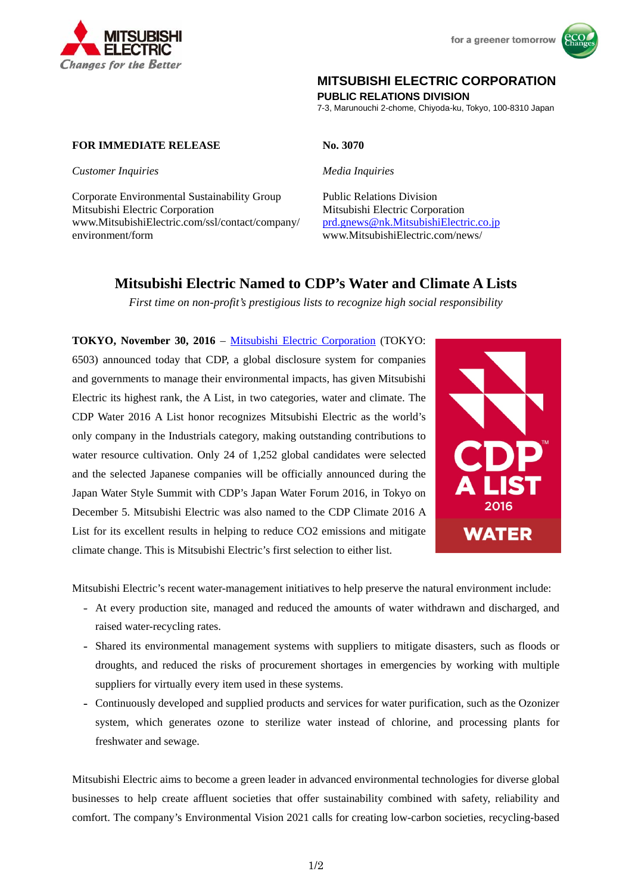**MITSUBISHI ELECTRIC CORPORATION**
**PUBLIC RELATIONS DIVISION**
7-3, Marunouchi 2-chome, Chiyoda-ku, Tokyo, 100-8310 Japan

**FOR IMMEDIATE RELEASE**

**No. 3070**

*Customer Inquiries*

Corporate Environmental Sustainability Group
Mitsubishi Electric Corporation
www.MitsubishiElectric.com/ssl/contact/company/environment/form

*Media Inquiries*

Public Relations Division
Mitsubishi Electric Corporation
prd.gnews@nk.MitsubishiElectric.co.jp
www.MitsubishiElectric.com/news/

# Mitsubishi Electric Named to CDP's Water and Climate A Lists

*First time on non-profit's prestigious lists to recognize high social responsibility*

**TOKYO, November 30, 2016** – Mitsubishi Electric Corporation (TOKYO: 6503) announced today that CDP, a global disclosure system for companies and governments to manage their environmental impacts, has given Mitsubishi Electric its highest rank, the A List, in two categories, water and climate. The CDP Water 2016 A List honor recognizes Mitsubishi Electric as the world's only company in the Industrials category, making outstanding contributions to water resource cultivation. Only 24 of 1,252 global candidates were selected and the selected Japanese companies will be officially announced during the Japan Water Style Summit with CDP's Japan Water Forum 2016, in Tokyo on December 5. Mitsubishi Electric was also named to the CDP Climate 2016 A List for its excellent results in helping to reduce CO2 emissions and mitigate climate change. This is Mitsubishi Electric's first selection to either list.

Mitsubishi Electric's recent water-management initiatives to help preserve the natural environment include:

- At every production site, managed and reduced the amounts of water withdrawn and discharged, and raised water-recycling rates.
- Shared its environmental management systems with suppliers to mitigate disasters, such as floods or droughts, and reduced the risks of procurement shortages in emergencies by working with multiple suppliers for virtually every item used in these systems.
- Continuously developed and supplied products and services for water purification, such as the Ozonizer system, which generates ozone to sterilize water instead of chlorine, and processing plants for freshwater and sewage.

Mitsubishi Electric aims to become a green leader in advanced environmental technologies for diverse global businesses to help create affluent societies that offer sustainability combined with safety, reliability and comfort. The company's Environmental Vision 2021 calls for creating low-carbon societies, recycling-based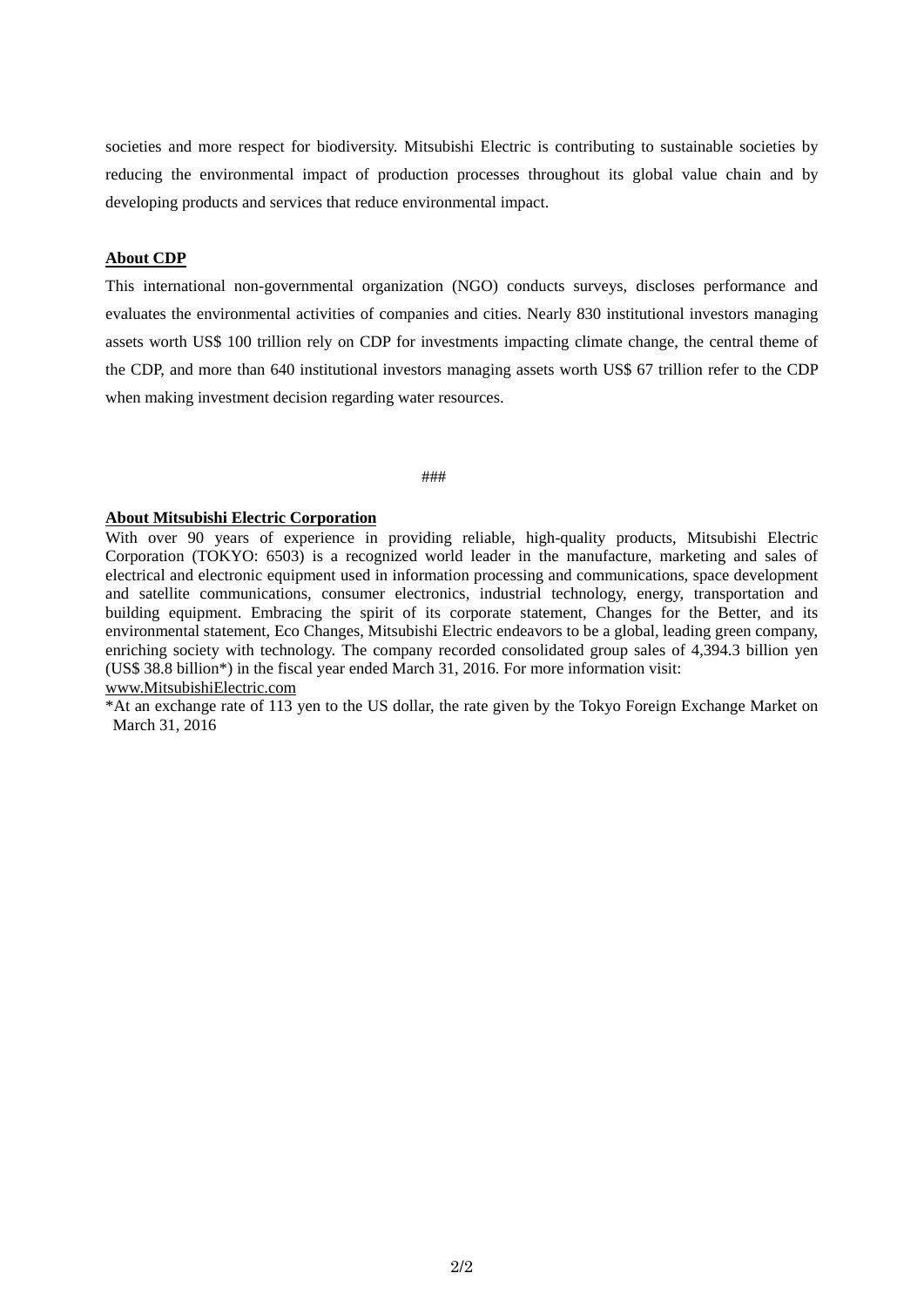societies and more respect for biodiversity. Mitsubishi Electric is contributing to sustainable societies by reducing the environmental impact of production processes throughout its global value chain and by developing products and services that reduce environmental impact.

**About CDP**

This international non-governmental organization (NGO) conducts surveys, discloses performance and evaluates the environmental activities of companies and cities. Nearly 830 institutional investors managing assets worth US$ 100 trillion rely on CDP for investments impacting climate change, the central theme of the CDP, and more than 640 institutional investors managing assets worth US$ 67 trillion refer to the CDP when making investment decision regarding water resources.

###

**About Mitsubishi Electric Corporation**

With over 90 years of experience in providing reliable, high-quality products, Mitsubishi Electric Corporation (TOKYO: 6503) is a recognized world leader in the manufacture, marketing and sales of electrical and electronic equipment used in information processing and communications, space development and satellite communications, consumer electronics, industrial technology, energy, transportation and building equipment. Embracing the spirit of its corporate statement, Changes for the Better, and its environmental statement, Eco Changes, Mitsubishi Electric endeavors to be a global, leading green company, enriching society with technology. The company recorded consolidated group sales of 4,394.3 billion yen (US$ 38.8 billion*) in the fiscal year ended March 31, 2016. For more information visit:
www.MitsubishiElectric.com

*At an exchange rate of 113 yen to the US dollar, the rate given by the Tokyo Foreign Exchange Market on March 31, 2016